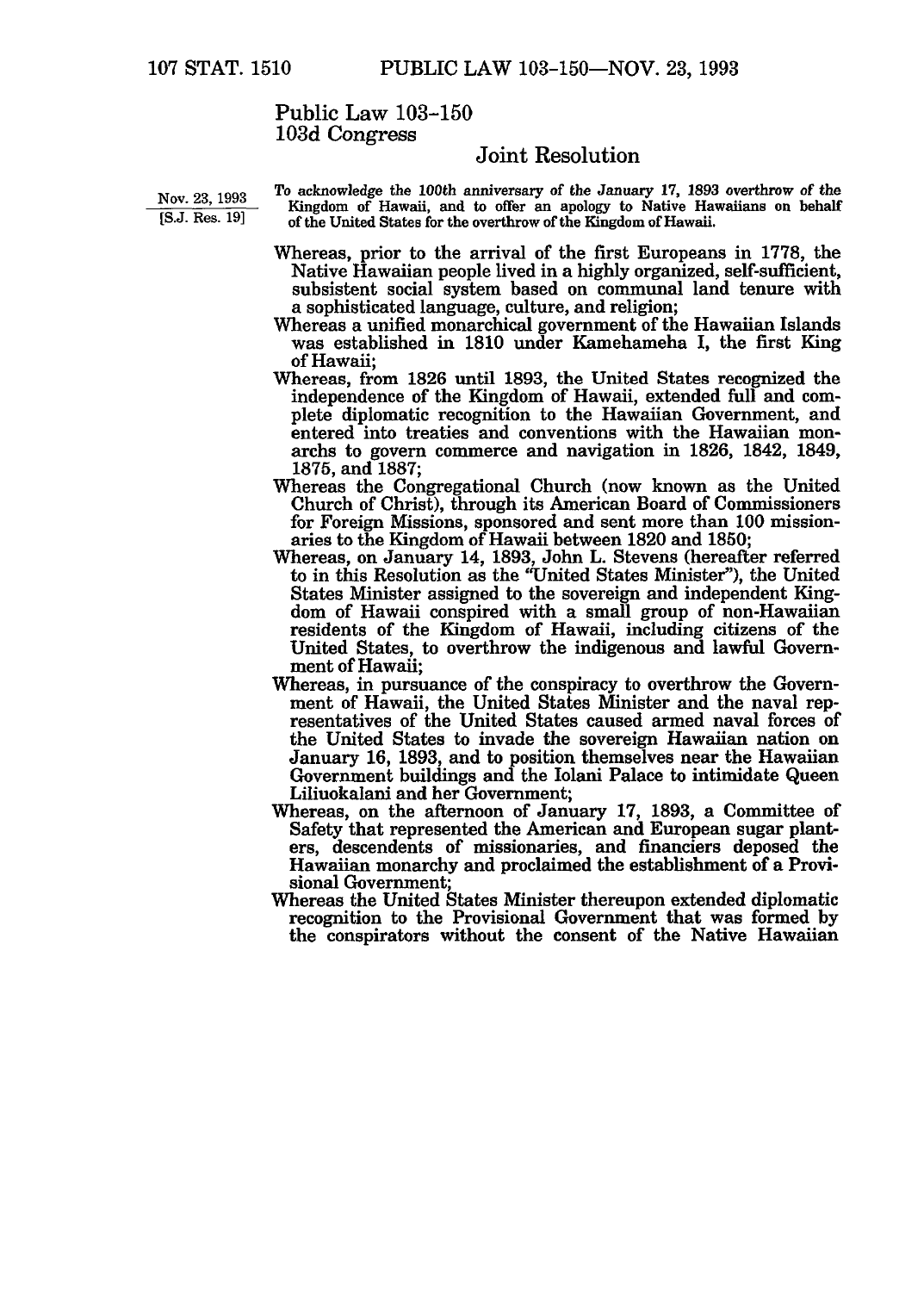# Public Law 103-150
## 103d Congress

### Joint Resolution

Nov. 23, 1993
[S.J. Res. 19]

*To acknowledge the 100th anniversary of the January 17, 1893 overthrow of the Kingdom of Hawaii, and to offer an apology to Native Hawaiians on behalf of the United States for the overthrow of the Kingdom of Hawaii.*

Whereas, prior to the arrival of the first Europeans in 1778, the Native Hawaiian people lived in a highly organized, self-sufficient, subsistent social system based on communal land tenure with a sophisticated language, culture, and religion;

Whereas a unified monarchical government of the Hawaiian Islands was established in 1810 under Kamehameha I, the first King of Hawaii;

Whereas, from 1826 until 1893, the United States recognized the independence of the Kingdom of Hawaii, extended full and complete diplomatic recognition to the Hawaiian Government, and entered into treaties and conventions with the Hawaiian monarchs to govern commerce and navigation in 1826, 1842, 1849, 1875, and 1887;

Whereas the Congregational Church (now known as the United Church of Christ), through its American Board of Commissioners for Foreign Missions, sponsored and sent more than 100 missionaries to the Kingdom of Hawaii between 1820 and 1850;

Whereas, on January 14, 1893, John L. Stevens (hereafter referred to in this Resolution as the "United States Minister"), the United States Minister assigned to the sovereign and independent Kingdom of Hawaii conspired with a small group of non-Hawaiian residents of the Kingdom of Hawaii, including citizens of the United States, to overthrow the indigenous and lawful Government of Hawaii;

Whereas, in pursuance of the conspiracy to overthrow the Government of Hawaii, the United States Minister and the naval representatives of the United States caused armed naval forces of the United States to invade the sovereign Hawaiian nation on January 16, 1893, and to position themselves near the Hawaiian Government buildings and the Iolani Palace to intimidate Queen Liliuokalani and her Government;

Whereas, on the afternoon of January 17, 1893, a Committee of Safety that represented the American and European sugar planters, descendents of missionaries, and financiers deposed the Hawaiian monarchy and proclaimed the establishment of a Provisional Government;

Whereas the United States Minister thereupon extended diplomatic recognition to the Provisional Government that was formed by the conspirators without the consent of the Native Hawaiian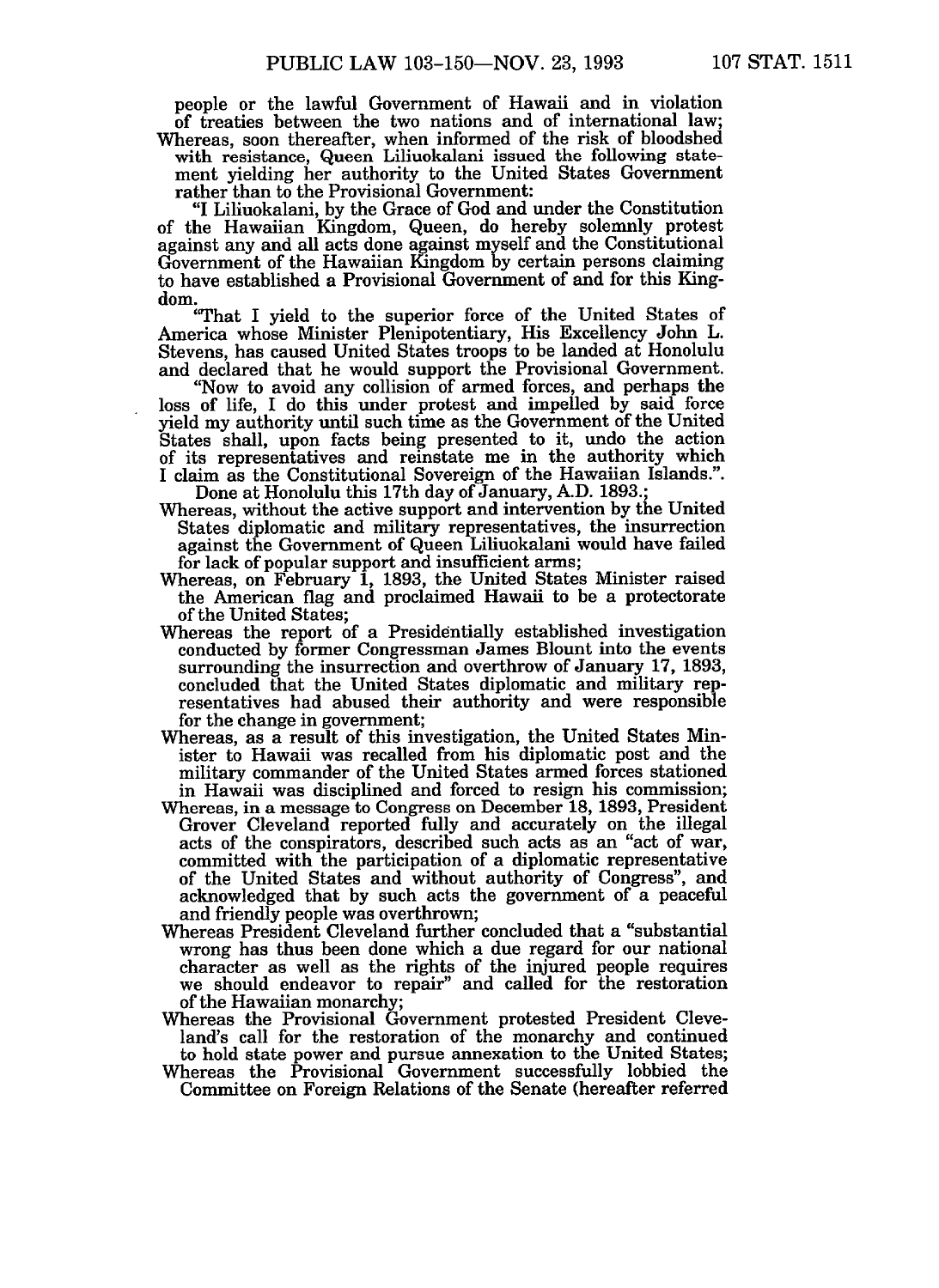people or the lawful Government of Hawaii and in violation of treaties between the two nations and of international law;

Whereas, soon thereafter, when informed of the risk of bloodshed with resistance, Queen Liliuokalani issued the following statement yielding her authority to the United States Government rather than to the Provisional Government:

"I Liliuokalani, by the Grace of God and under the Constitution of the Hawaiian Kingdom, Queen, do hereby solemnly protest against any and all acts done against myself and the Constitutional Government of the Hawaiian Kingdom by certain persons claiming to have established a Provisional Government of and for this Kingdom.

"That I yield to the superior force of the United States of America whose Minister Plenipotentiary, His Excellency John L. Stevens, has caused United States troops to be landed at Honolulu and declared that he would support the Provisional Government.

"Now to avoid any collision of armed forces, and perhaps the loss of life, I do this under protest and impelled by said force yield my authority until such time as the Government of the United States shall, upon facts being presented to it, undo the action of its representatives and reinstate me in the authority which I claim as the Constitutional Sovereign of the Hawaiian Islands.".

Done at Honolulu this 17th day of January, A.D. 1893.;

Whereas, without the active support and intervention by the United States diplomatic and military representatives, the insurrection against the Government of Queen Liliuokalani would have failed for lack of popular support and insufficient arms;

Whereas, on February 1, 1893, the United States Minister raised the American flag and proclaimed Hawaii to be a protectorate of the United States;

Whereas the report of a Presidentially established investigation conducted by former Congressman James Blount into the events surrounding the insurrection and overthrow of January 17, 1893, concluded that the United States diplomatic and military representatives had abused their authority and were responsible for the change in government;

Whereas, as a result of this investigation, the United States Minister to Hawaii was recalled from his diplomatic post and the military commander of the United States armed forces stationed in Hawaii was disciplined and forced to resign his commission;

Whereas, in a message to Congress on December 18, 1893, President Grover Cleveland reported fully and accurately on the illegal acts of the conspirators, described such acts as an "act of war, committed with the participation of a diplomatic representative of the United States and without authority of Congress", and acknowledged that by such acts the government of a peaceful and friendly people was overthrown;

Whereas President Cleveland further concluded that a "substantial wrong has thus been done which a due regard for our national character as well as the rights of the injured people requires we should endeavor to repair" and called for the restoration of the Hawaiian monarchy;

Whereas the Provisional Government protested President Cleveland's call for the restoration of the monarchy and continued to hold state power and pursue annexation to the United States;

Whereas the Provisional Government successfully lobbied the Committee on Foreign Relations of the Senate (hereafter referred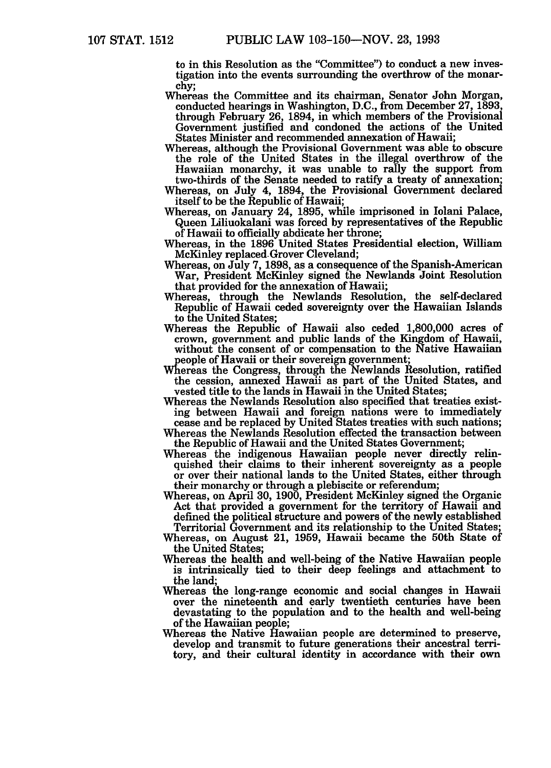to in this Resolution as the "Committee") to conduct a new investigation into the events surrounding the overthrow of the monarchy;

Whereas the Committee and its chairman, Senator John Morgan, conducted hearings in Washington, D.C., from December 27, 1893, through February 26, 1894, in which members of the Provisional Government justified and condoned the actions of the United States Minister and recommended annexation of Hawaii;

Whereas, although the Provisional Government was able to obscure the role of the United States in the illegal overthrow of the Hawaiian monarchy, it was unable to rally the support from two-thirds of the Senate needed to ratify a treaty of annexation;

Whereas, on July 4, 1894, the Provisional Government declared itself to be the Republic of Hawaii;

Whereas, on January 24, 1895, while imprisoned in Iolani Palace, Queen Liliuokalani was forced by representatives of the Republic of Hawaii to officially abdicate her throne;

Whereas, in the 1896 United States Presidential election, William McKinley replaced Grover Cleveland;

Whereas, on July 7, 1898, as a consequence of the Spanish-American War, President McKinley signed the Newlands Joint Resolution that provided for the annexation of Hawaii;

Whereas, through the Newlands Resolution, the self-declared Republic of Hawaii ceded sovereignty over the Hawaiian Islands to the United States;

Whereas the Republic of Hawaii also ceded 1,800,000 acres of crown, government and public lands of the Kingdom of Hawaii, without the consent of or compensation to the Native Hawaiian people of Hawaii or their sovereign government;

Whereas the Congress, through the Newlands Resolution, ratified the cession, annexed Hawaii as part of the United States, and vested title to the lands in Hawaii in the United States;

Whereas the Newlands Resolution also specified that treaties existing between Hawaii and foreign nations were to immediately cease and be replaced by United States treaties with such nations;

Whereas the Newlands Resolution effected the transaction between the Republic of Hawaii and the United States Government;

Whereas the indigenous Hawaiian people never directly relinquished their claims to their inherent sovereignty as a people or over their national lands to the United States, either through their monarchy or through a plebiscite or referendum;

Whereas, on April 30, 1900, President McKinley signed the Organic Act that provided a government for the territory of Hawaii and defined the political structure and powers of the newly established Territorial Government and its relationship to the United States;

Whereas, on August 21, 1959, Hawaii became the 50th State of the United States;

Whereas the health and well-being of the Native Hawaiian people is intrinsically tied to their deep feelings and attachment to the land;

Whereas the long-range economic and social changes in Hawaii over the nineteenth and early twentieth centuries have been devastating to the population and to the health and well-being of the Hawaiian people;

Whereas the Native Hawaiian people are determined to preserve, develop and transmit to future generations their ancestral territory, and their cultural identity in accordance with their own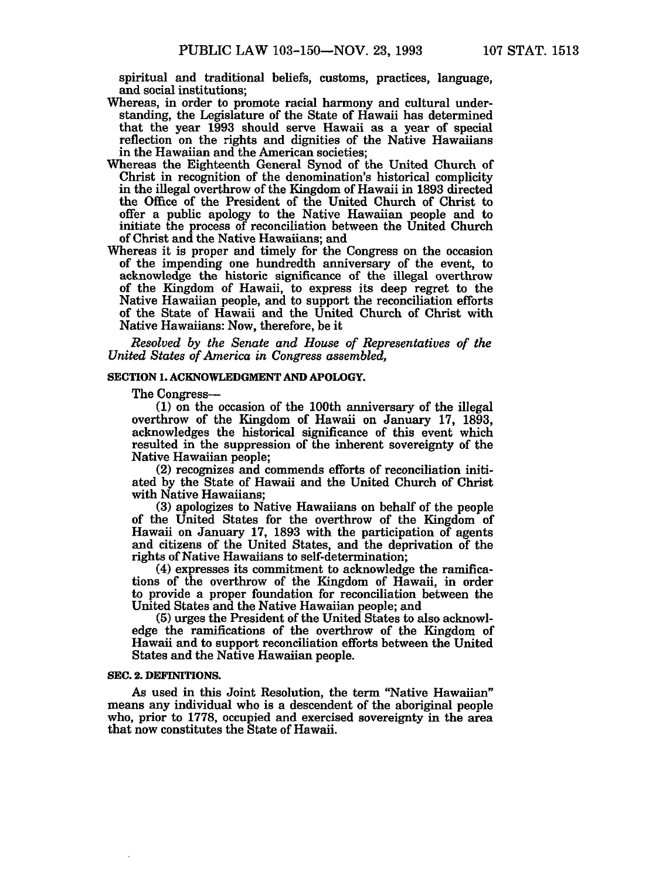spiritual and traditional beliefs, customs, practices, language, and social institutions;

Whereas, in order to promote racial harmony and cultural understanding, the Legislature of the State of Hawaii has determined that the year 1993 should serve Hawaii as a year of special reflection on the rights and dignities of the Native Hawaiians in the Hawaiian and the American societies;

Whereas the Eighteenth General Synod of the United Church of Christ in recognition of the denomination's historical complicity in the illegal overthrow of the Kingdom of Hawaii in 1893 directed the Office of the President of the United Church of Christ to offer a public apology to the Native Hawaiian people and to initiate the process of reconciliation between the United Church of Christ and the Native Hawaiians; and

Whereas it is proper and timely for the Congress on the occasion of the impending one hundredth anniversary of the event, to acknowledge the historic significance of the illegal overthrow of the Kingdom of Hawaii, to express its deep regret to the Native Hawaiian people, and to support the reconciliation efforts of the State of Hawaii and the United Church of Christ with Native Hawaiians: Now, therefore, be it

*Resolved by the Senate and House of Representatives of the United States of America in Congress assembled,*

**SECTION 1. ACKNOWLEDGMENT AND APOLOGY.**

The Congress—

(1) on the occasion of the 100th anniversary of the illegal overthrow of the Kingdom of Hawaii on January 17, 1893, acknowledges the historical significance of this event which resulted in the suppression of the inherent sovereignty of the Native Hawaiian people;

(2) recognizes and commends efforts of reconciliation initiated by the State of Hawaii and the United Church of Christ with Native Hawaiians;

(3) apologizes to Native Hawaiians on behalf of the people of the United States for the overthrow of the Kingdom of Hawaii on January 17, 1893 with the participation of agents and citizens of the United States, and the deprivation of the rights of Native Hawaiians to self-determination;

(4) expresses its commitment to acknowledge the ramifications of the overthrow of the Kingdom of Hawaii, in order to provide a proper foundation for reconciliation between the United States and the Native Hawaiian people; and

(5) urges the President of the United States to also acknowledge the ramifications of the overthrow of the Kingdom of Hawaii and to support reconciliation efforts between the United States and the Native Hawaiian people.

**SEC. 2. DEFINITIONS.**

As used in this Joint Resolution, the term "Native Hawaiian" means any individual who is a descendent of the aboriginal people who, prior to 1778, occupied and exercised sovereignty in the area that now constitutes the State of Hawaii.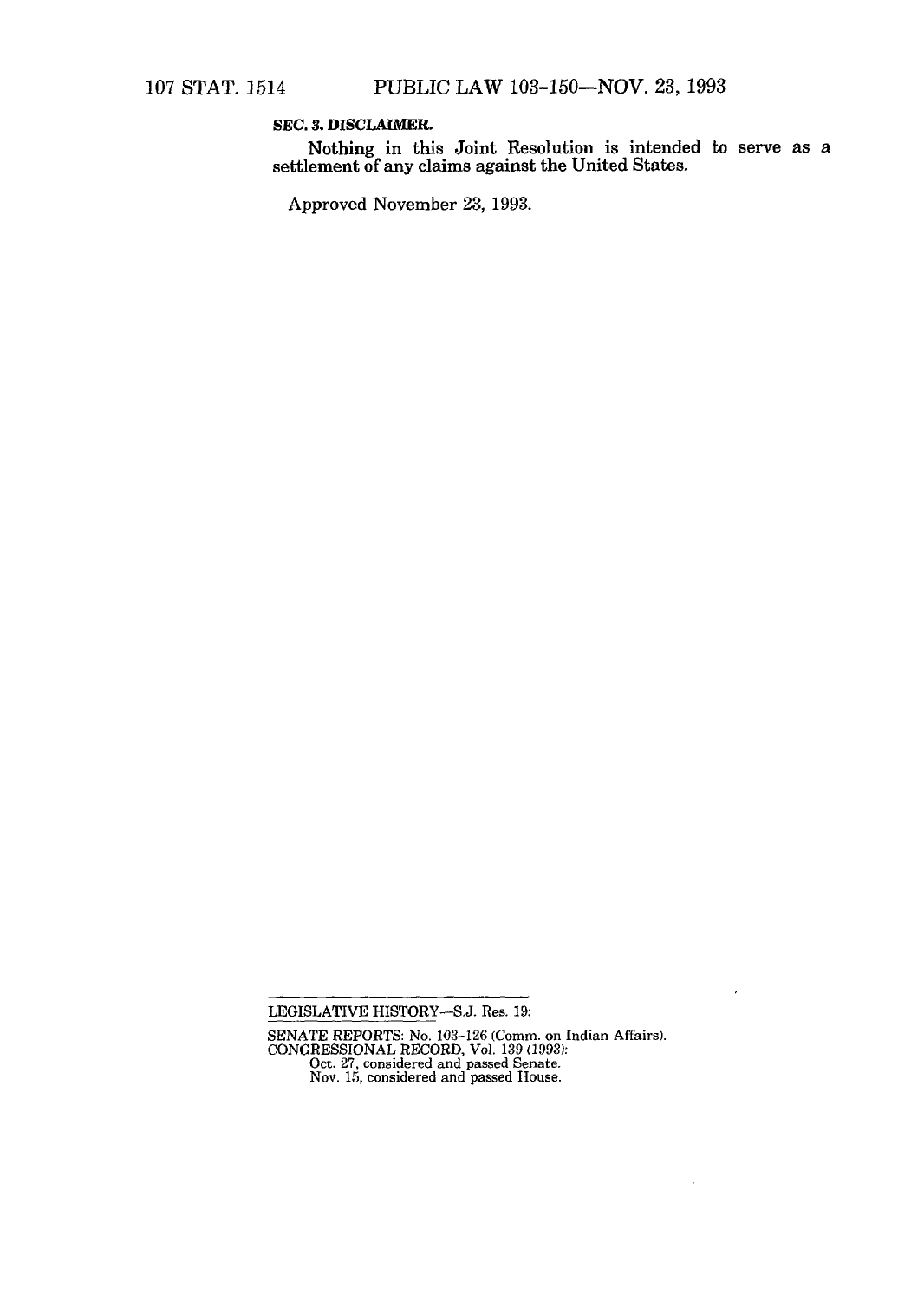**SEC. 3. DISCLAIMER.**

Nothing in this Joint Resolution is intended to serve as a settlement of any claims against the United States.

Approved November 23, 1993.

---

LEGISLATIVE HISTORY—S.J. Res. 19:

SENATE REPORTS: No. 103-126 (Comm. on Indian Affairs).
CONGRESSIONAL RECORD, Vol. 139 (1993):
Oct. 27, considered and passed Senate.
Nov. 15, considered and passed House.